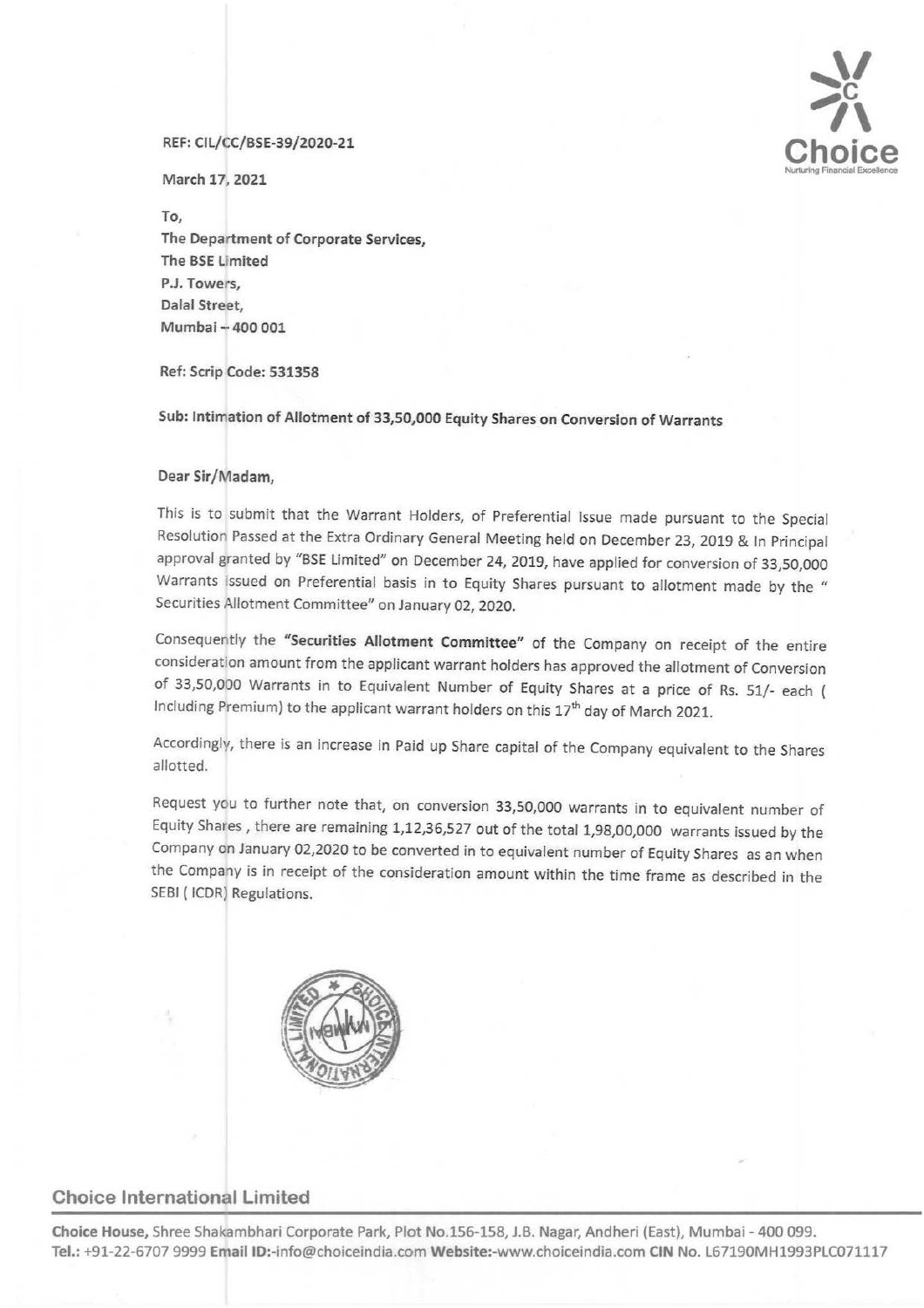REF: CIL/CC/BSE-39/2020-21

March 17, 2021

To,
The Department of Corporate Services,
The BSE Limited
P.J. Towers,
Dalal Street,
Mumbai – 400 001

Ref: Scrip Code: 531358

**Sub: Intimation of Allotment of 33,50,000 Equity Shares on Conversion of Warrants**

Dear Sir/Madam,

This is to submit that the Warrant Holders, of Preferential Issue made pursuant to the Special Resolution Passed at the Extra Ordinary General Meeting held on December 23, 2019 & In Principal approval granted by "BSE Limited" on December 24, 2019, have applied for conversion of 33,50,000 Warrants issued on Preferential basis in to Equity Shares pursuant to allotment made by the " Securities Allotment Committee" on January 02, 2020.

Consequently the **"Securities Allotment Committee"** of the Company on receipt of the entire consideration amount from the applicant warrant holders has approved the allotment of Conversion of 33,50,000 Warrants in to Equivalent Number of Equity Shares at a price of Rs. 51/- each ( Including Premium) to the applicant warrant holders on this 17th day of March 2021.

Accordingly, there is an increase in Paid up Share capital of the Company equivalent to the Shares allotted.

Request you to further note that, on conversion 33,50,000 warrants in to equivalent number of Equity Shares , there are remaining 1,12,36,527 out of the total 1,98,00,000 warrants issued by the Company on January 02,2020 to be converted in to equivalent number of Equity Shares as an when the Company is in receipt of the consideration amount within the time frame as described in the SEBI ( ICDR) Regulations.

**Choice International Limited**

**Choice House,** Shree Shakambhari Corporate Park, Plot No.156-158, J.B. Nagar, Andheri (East), Mumbai - 400 099.
**Tel.:** +91-22-6707 9999 **Email ID:**-info@choiceindia.com **Website:**-www.choiceindia.com **CIN No.** L67190MH1993PLC071117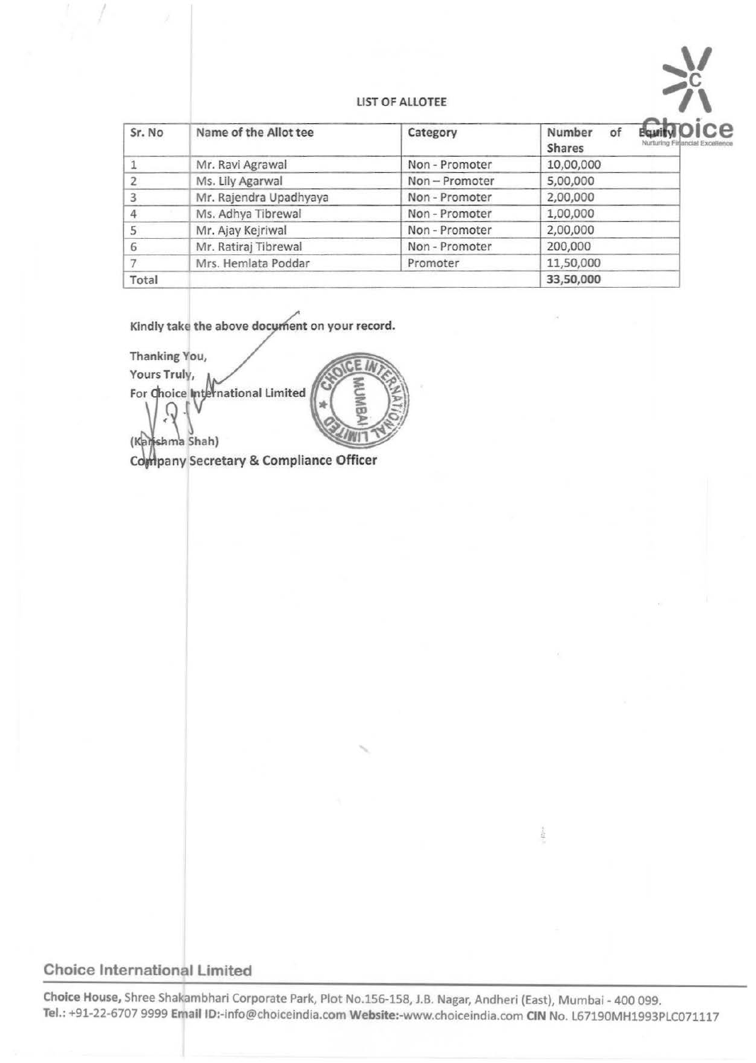**LIST OF ALLOTEE**

| Sr. No | Name of the Allot tee | Category | Number of Equity Shares |
|---|---|---|---|
| 1 | Mr. Ravi Agrawal | Non - Promoter | 10,00,000 |
| 2 | Ms. Lily Agarwal | Non – Promoter | 5,00,000 |
| 3 | Mr. Rajendra Upadhyaya | Non - Promoter | 2,00,000 |
| 4 | Ms. Adhya Tibrewal | Non - Promoter | 1,00,000 |
| 5 | Mr. Ajay Kejriwal | Non - Promoter | 2,00,000 |
| 6 | Mr. Ratiraj Tibrewal | Non - Promoter | 200,000 |
| 7 | Mrs. Hemlata Poddar | Promoter | 11,50,000 |
| Total | | | 33,50,000 |

**Kindly take the above document on your record.**

Thanking You,
Yours Truly,
For Choice International Limited

(Karishma Shah)
**Company Secretary & Compliance Officer**

**Choice International Limited**

**Choice House,** Shree Shakambhari Corporate Park, Plot No.156-158, J.B. Nagar, Andheri (East), Mumbai - 400 099.
**Tel.:** +91-22-6707 9999 **Email ID:**-info@choiceindia.com **Website:**-www.choiceindia.com **CIN** No. L67190MH1993PLC071117